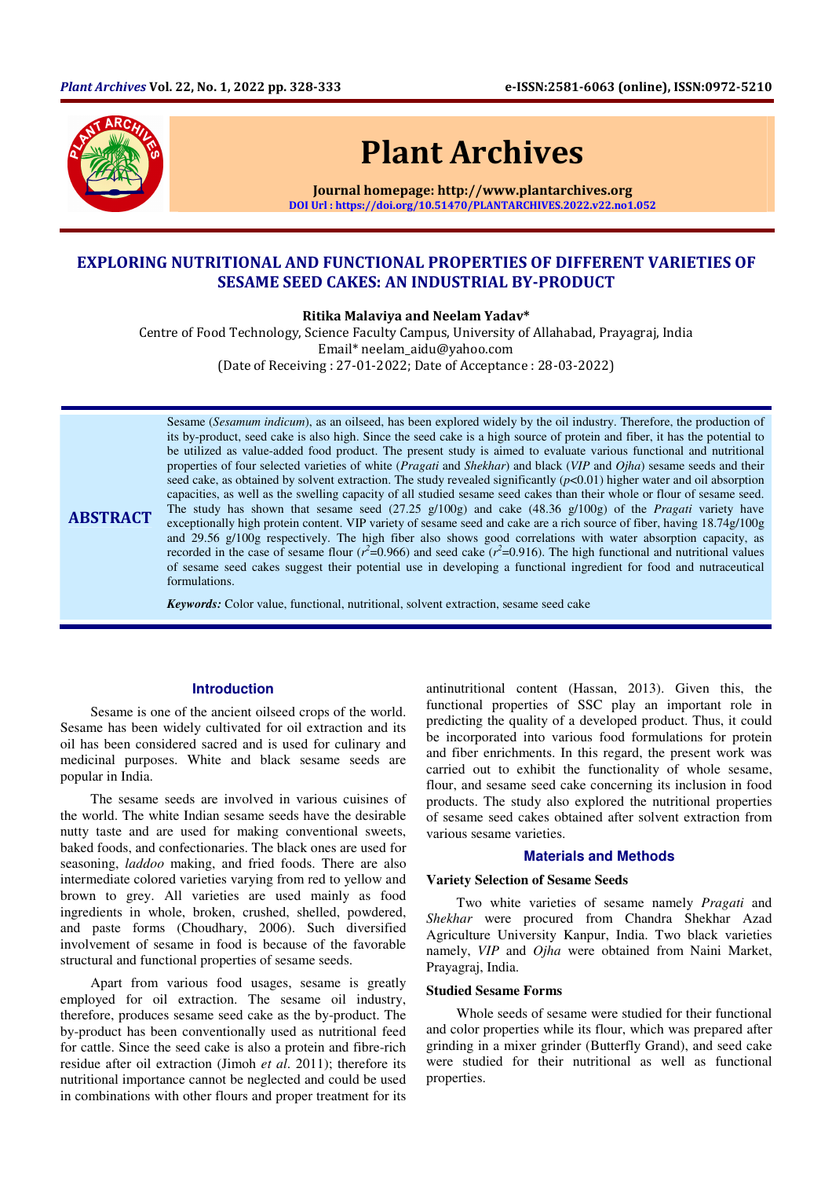# EXPLORING NUTRITIONAL AND FUNCTIONAL PROPERTIES OF DIFFERENT VARIETIES OF SESAME SEED CAKES: AN INDUSTRIAL BY-PRODUCT

**Ritika Malaviya and Neelam Yadav***

Centre of Food Technology, Science Faculty Campus, University of Allahabad, Prayagraj, India
Email* neelam_aidu@yahoo.com
(Date of Receiving : 27-01-2022; Date of Acceptance : 28-03-2022)

## ABSTRACT

Sesame (*Sesamum indicum*), as an oilseed, has been explored widely by the oil industry. Therefore, the production of its by-product, seed cake is also high. Since the seed cake is a high source of protein and fiber, it has the potential to be utilized as value-added food product. The present study is aimed to evaluate various functional and nutritional properties of four selected varieties of white (*Pragati* and *Shekhar*) and black (*VIP* and *Ojha*) sesame seeds and their seed cake, as obtained by solvent extraction. The study revealed significantly ($p$<0.01) higher water and oil absorption capacities, as well as the swelling capacity of all studied sesame seed cakes than their whole or flour of sesame seed. The study has shown that sesame seed (27.25 g/100g) and cake (48.36 g/100g) of the *Pragati* variety have exceptionally high protein content. VIP variety of sesame seed and cake are a rich source of fiber, having 18.74g/100g and 29.56 g/100g respectively. The high fiber also shows good correlations with water absorption capacity, as recorded in the case of sesame flour ($r^2$=0.966) and seed cake ($r^2$=0.916). The high functional and nutritional values of sesame seed cakes suggest their potential use in developing a functional ingredient for food and nutraceutical formulations.

***Keywords:*** Color value, functional, nutritional, solvent extraction, sesame seed cake

## Introduction

Sesame is one of the ancient oilseed crops of the world. Sesame has been widely cultivated for oil extraction and its oil has been considered sacred and is used for culinary and medicinal purposes. White and black sesame seeds are popular in India.

The sesame seeds are involved in various cuisines of the world. The white Indian sesame seeds have the desirable nutty taste and are used for making conventional sweets, baked foods, and confectionaries. The black ones are used for seasoning, *laddoo* making, and fried foods. There are also intermediate colored varieties varying from red to yellow and brown to grey. All varieties are used mainly as food ingredients in whole, broken, crushed, shelled, powdered, and paste forms (Choudhary, 2006). Such diversified involvement of sesame in food is because of the favorable structural and functional properties of sesame seeds.

Apart from various food usages, sesame is greatly employed for oil extraction. The sesame oil industry, therefore, produces sesame seed cake as the by-product. The by-product has been conventionally used as nutritional feed for cattle. Since the seed cake is also a protein and fibre-rich residue after oil extraction (Jimoh *et al*. 2011); therefore its nutritional importance cannot be neglected and could be used in combinations with other flours and proper treatment for its antinutritional content (Hassan, 2013). Given this, the functional properties of SSC play an important role in predicting the quality of a developed product. Thus, it could be incorporated into various food formulations for protein and fiber enrichments. In this regard, the present work was carried out to exhibit the functionality of whole sesame, flour, and sesame seed cake concerning its inclusion in food products. The study also explored the nutritional properties of sesame seed cakes obtained after solvent extraction from various sesame varieties.

## Materials and Methods

### Variety Selection of Sesame Seeds

Two white varieties of sesame namely *Pragati* and *Shekhar* were procured from Chandra Shekhar Azad Agriculture University Kanpur, India. Two black varieties namely, *VIP* and *Ojha* were obtained from Naini Market, Prayagraj, India.

### Studied Sesame Forms

Whole seeds of sesame were studied for their functional and color properties while its flour, which was prepared after grinding in a mixer grinder (Butterfly Grand), and seed cake were studied for their nutritional as well as functional properties.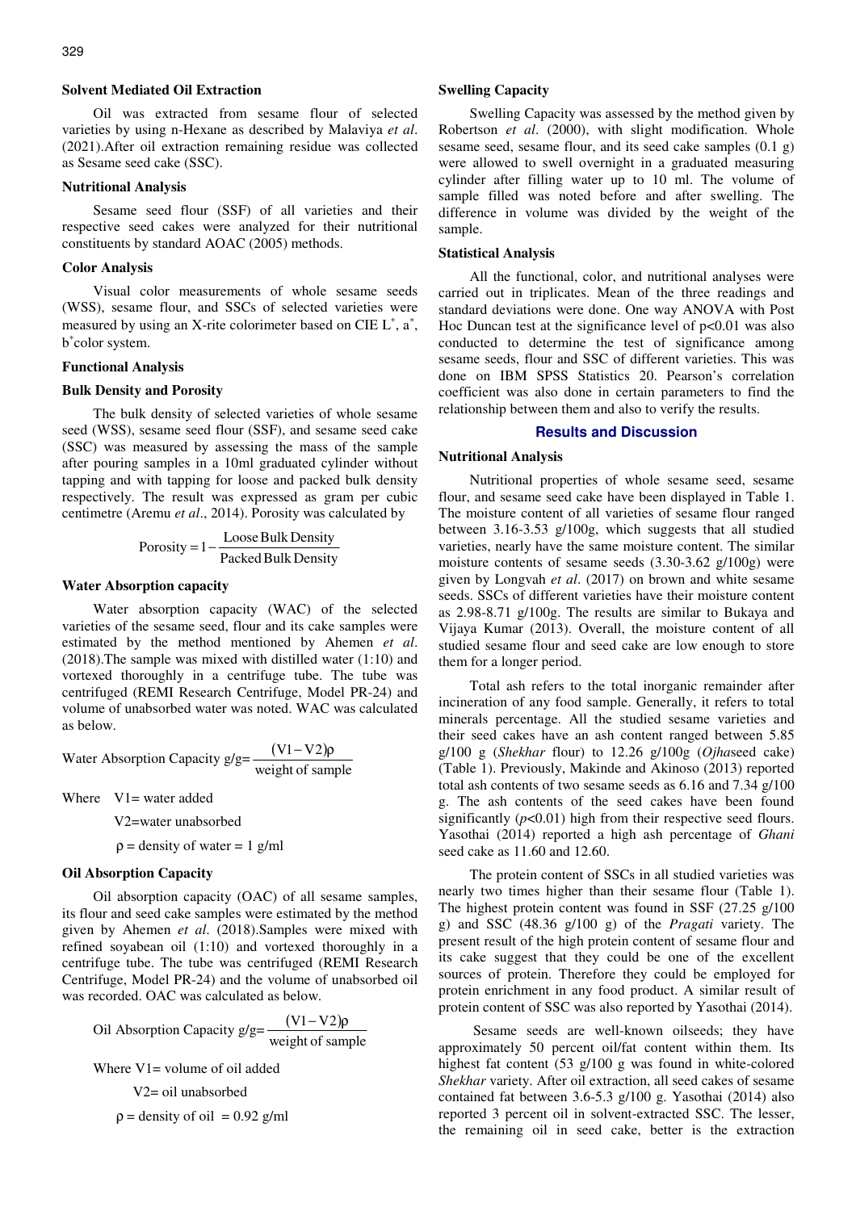### Solvent Mediated Oil Extraction

Oil was extracted from sesame flour of selected varieties by using n-Hexane as described by Malaviya *et al*. (2021).After oil extraction remaining residue was collected as Sesame seed cake (SSC).

### Nutritional Analysis

Sesame seed flour (SSF) of all varieties and their respective seed cakes were analyzed for their nutritional constituents by standard AOAC (2005) methods.

### Color Analysis

Visual color measurements of whole sesame seeds (WSS), sesame flour, and SSCs of selected varieties were measured by using an X-rite colorimeter based on CIE $L^*$, $a^*$, $b^*$color system.

### Functional Analysis

### Bulk Density and Porosity

The bulk density of selected varieties of whole sesame seed (WSS), sesame seed flour (SSF), and sesame seed cake (SSC) was measured by assessing the mass of the sample after pouring samples in a 10ml graduated cylinder without tapping and with tapping for loose and packed bulk density respectively. The result was expressed as gram per cubic centimetre (Aremu *et al*., 2014). Porosity was calculated by

$$\text{Porosity} = 1 - \frac{\text{Loose Bulk Density}}{\text{Packed Bulk Density}}$$

### Water Absorption capacity

Water absorption capacity (WAC) of the selected varieties of the sesame seed, flour and its cake samples were estimated by the method mentioned by Ahemen *et al*. (2018).The sample was mixed with distilled water (1:10) and vortexed thoroughly in a centrifuge tube. The tube was centrifuged (REMI Research Centrifuge, Model PR-24) and volume of unabsorbed water was noted. WAC was calculated as below.

$$\text{Water Absorption Capacity g/g} = \frac{(V1 - V2)\rho}{\text{weight of sample}}$$

Where V1= water added

V2=water unabsorbed

$\rho$ = density of water = 1 g/ml

### Oil Absorption Capacity

Oil absorption capacity (OAC) of all sesame samples, its flour and seed cake samples were estimated by the method given by Ahemen *et al.* (2018).Samples were mixed with refined soyabean oil (1:10) and vortexed thoroughly in a centrifuge tube. The tube was centrifuged (REMI Research Centrifuge, Model PR-24) and the volume of unabsorbed oil was recorded. OAC was calculated as below.

$$\text{Oil Absorption Capacity g/g} = \frac{(V1 - V2)\rho}{\text{weight of sample}}$$

Where V1= volume of oil added

V2= oil unabsorbed

$\rho$ = density of oil = 0.92 g/ml

### Swelling Capacity

Swelling Capacity was assessed by the method given by Robertson *et al*. (2000), with slight modification. Whole sesame seed, sesame flour, and its seed cake samples (0.1 g) were allowed to swell overnight in a graduated measuring cylinder after filling water up to 10 ml. The volume of sample filled was noted before and after swelling. The difference in volume was divided by the weight of the sample.

### Statistical Analysis

All the functional, color, and nutritional analyses were carried out in triplicates. Mean of the three readings and standard deviations were done. One way ANOVA with Post Hoc Duncan test at the significance level of $p<0.01$ was also conducted to determine the test of significance among sesame seeds, flour and SSC of different varieties. This was done on IBM SPSS Statistics 20. Pearson's correlation coefficient was also done in certain parameters to find the relationship between them and also to verify the results.

## Results and Discussion

### Nutritional Analysis

Nutritional properties of whole sesame seed, sesame flour, and sesame seed cake have been displayed in Table 1. The moisture content of all varieties of sesame flour ranged between 3.16-3.53 g/100g, which suggests that all studied varieties, nearly have the same moisture content. The similar moisture contents of sesame seeds (3.30-3.62 g/100g) were given by Longvah *et al*. (2017) on brown and white sesame seeds. SSCs of different varieties have their moisture content as 2.98-8.71 g/100g. The results are similar to Bukaya and Vijaya Kumar (2013). Overall, the moisture content of all studied sesame flour and seed cake are low enough to store them for a longer period.

Total ash refers to the total inorganic remainder after incineration of any food sample. Generally, it refers to total minerals percentage. All the studied sesame varieties and their seed cakes have an ash content ranged between 5.85 g/100 g (*Shekhar* flour) to 12.26 g/100g (*Ojha*seed cake) (Table 1). Previously, Makinde and Akinoso (2013) reported total ash contents of two sesame seeds as 6.16 and 7.34 g/100 g. The ash contents of the seed cakes have been found significantly ($p<0.01$) high from their respective seed flours. Yasothai (2014) reported a high ash percentage of *Ghani* seed cake as 11.60 and 12.60.

The protein content of SSCs in all studied varieties was nearly two times higher than their sesame flour (Table 1). The highest protein content was found in SSF (27.25 g/100 g) and SSC (48.36 g/100 g) of the *Pragati* variety. The present result of the high protein content of sesame flour and its cake suggest that they could be one of the excellent sources of protein. Therefore they could be employed for protein enrichment in any food product. A similar result of protein content of SSC was also reported by Yasothai (2014).

Sesame seeds are well-known oilseeds; they have approximately 50 percent oil/fat content within them. Its highest fat content (53 g/100 g was found in white-colored *Shekhar* variety. After oil extraction, all seed cakes of sesame contained fat between 3.6-5.3 g/100 g. Yasothai (2014) also reported 3 percent oil in solvent-extracted SSC. The lesser, the remaining oil in seed cake, better is the extraction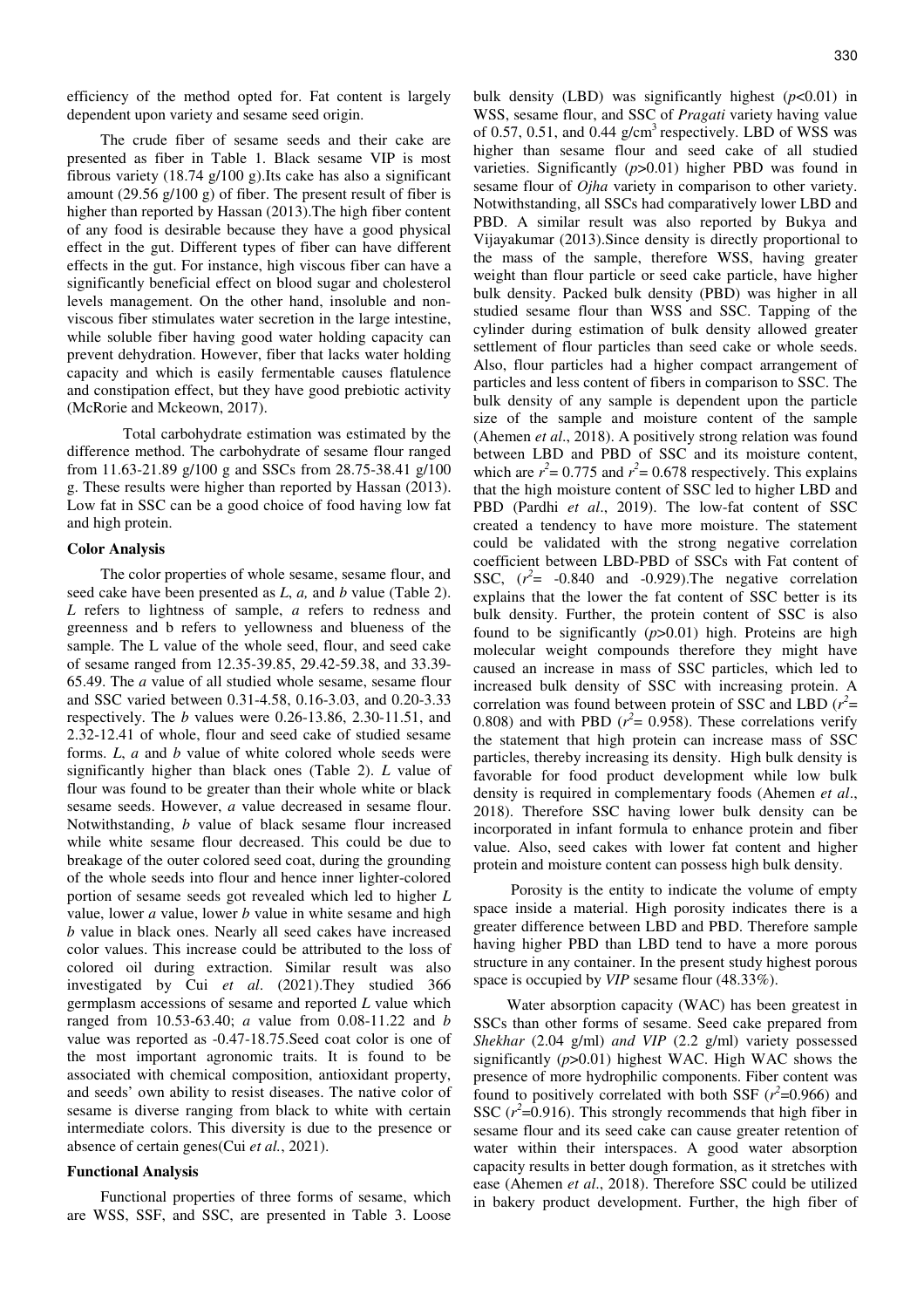efficiency of the method opted for. Fat content is largely dependent upon variety and sesame seed origin.

The crude fiber of sesame seeds and their cake are presented as fiber in Table 1. Black sesame VIP is most fibrous variety (18.74 g/100 g).Its cake has also a significant amount (29.56 g/100 g) of fiber. The present result of fiber is higher than reported by Hassan (2013).The high fiber content of any food is desirable because they have a good physical effect in the gut. Different types of fiber can have different effects in the gut. For instance, high viscous fiber can have a significantly beneficial effect on blood sugar and cholesterol levels management. On the other hand, insoluble and non-viscous fiber stimulates water secretion in the large intestine, while soluble fiber having good water holding capacity can prevent dehydration. However, fiber that lacks water holding capacity and which is easily fermentable causes flatulence and constipation effect, but they have good prebiotic activity (McRorie and Mckeown, 2017).

Total carbohydrate estimation was estimated by the difference method. The carbohydrate of sesame flour ranged from 11.63-21.89 g/100 g and SSCs from 28.75-38.41 g/100 g. These results were higher than reported by Hassan (2013). Low fat in SSC can be a good choice of food having low fat and high protein.

**Color Analysis**

The color properties of whole sesame, sesame flour, and seed cake have been presented as *L*, *a,* and *b* value (Table 2). *L* refers to lightness of sample, *a* refers to redness and greenness and b refers to yellowness and blueness of the sample. The L value of the whole seed, flour, and seed cake of sesame ranged from 12.35-39.85, 29.42-59.38, and 33.39-65.49. The *a* value of all studied whole sesame, sesame flour and SSC varied between 0.31-4.58, 0.16-3.03, and 0.20-3.33 respectively. The *b* values were 0.26-13.86, 2.30-11.51, and 2.32-12.41 of whole, flour and seed cake of studied sesame forms. *L*, *a* and *b* value of white colored whole seeds were significantly higher than black ones (Table 2). *L* value of flour was found to be greater than their whole white or black sesame seeds. However, *a* value decreased in sesame flour. Notwithstanding, *b* value of black sesame flour increased while white sesame flour decreased. This could be due to breakage of the outer colored seed coat, during the grounding of the whole seeds into flour and hence inner lighter-colored portion of sesame seeds got revealed which led to higher *L* value, lower *a* value, lower *b* value in white sesame and high *b* value in black ones. Nearly all seed cakes have increased color values. This increase could be attributed to the loss of colored oil during extraction. Similar result was also investigated by Cui *et al*. (2021).They studied 366 germplasm accessions of sesame and reported *L* value which ranged from 10.53-63.40; *a* value from 0.08-11.22 and *b* value was reported as -0.47-18.75.Seed coat color is one of the most important agronomic traits. It is found to be associated with chemical composition, antioxidant property, and seeds' own ability to resist diseases. The native color of sesame is diverse ranging from black to white with certain intermediate colors. This diversity is due to the presence or absence of certain genes(Cui *et al.*, 2021).

**Functional Analysis**

Functional properties of three forms of sesame, which are WSS, SSF, and SSC, are presented in Table 3. Loose bulk density (LBD) was significantly highest ($p$<0.01) in WSS, sesame flour, and SSC of *Pragati* variety having value of 0.57, 0.51, and 0.44 g/cm$^3$ respectively. LBD of WSS was higher than sesame flour and seed cake of all studied varieties. Significantly ($p$>0.01) higher PBD was found in sesame flour of *Ojha* variety in comparison to other variety. Notwithstanding, all SSCs had comparatively lower LBD and PBD. A similar result was also reported by Bukya and Vijayakumar (2013).Since density is directly proportional to the mass of the sample, therefore WSS, having greater weight than flour particle or seed cake particle, have higher bulk density. Packed bulk density (PBD) was higher in all studied sesame flour than WSS and SSC. Tapping of the cylinder during estimation of bulk density allowed greater settlement of flour particles than seed cake or whole seeds. Also, flour particles had a higher compact arrangement of particles and less content of fibers in comparison to SSC. The bulk density of any sample is dependent upon the particle size of the sample and moisture content of the sample (Ahemen *et al*., 2018). A positively strong relation was found between LBD and PBD of SSC and its moisture content, which are $r^2$= 0.775 and $r^2$= 0.678 respectively. This explains that the high moisture content of SSC led to higher LBD and PBD (Pardhi *et al*., 2019). The low-fat content of SSC created a tendency to have more moisture. The statement could be validated with the strong negative correlation coefficient between LBD-PBD of SSCs with Fat content of SSC, ($r^2$= -0.840 and -0.929).The negative correlation explains that the lower the fat content of SSC better is its bulk density. Further, the protein content of SSC is also found to be significantly ($p$>0.01) high. Proteins are high molecular weight compounds therefore they might have caused an increase in mass of SSC particles, which led to increased bulk density of SSC with increasing protein. A correlation was found between protein of SSC and LBD ($r^2$= 0.808) and with PBD ($r^2$= 0.958). These correlations verify the statement that high protein can increase mass of SSC particles, thereby increasing its density. High bulk density is favorable for food product development while low bulk density is required in complementary foods (Ahemen *et al*., 2018). Therefore SSC having lower bulk density can be incorporated in infant formula to enhance protein and fiber value. Also, seed cakes with lower fat content and higher protein and moisture content can possess high bulk density.

Porosity is the entity to indicate the volume of empty space inside a material. High porosity indicates there is a greater difference between LBD and PBD. Therefore sample having higher PBD than LBD tend to have a more porous structure in any container. In the present study highest porous space is occupied by *VIP* sesame flour (48.33%).

Water absorption capacity (WAC) has been greatest in SSCs than other forms of sesame. Seed cake prepared from *Shekhar* (2.04 g/ml) *and VIP* (2.2 g/ml) variety possessed significantly ($p$>0.01) highest WAC. High WAC shows the presence of more hydrophilic components. Fiber content was found to be positively correlated with both SSF ($r^2$=0.966) and SSC ($r^2$=0.916). This strongly recommends that high fiber in sesame flour and its seed cake can cause greater retention of water within their interspaces. A good water absorption capacity results in better dough formation, as it stretches with ease (Ahemen *et al*., 2018). Therefore SSC could be utilized in bakery product development. Further, the high fiber of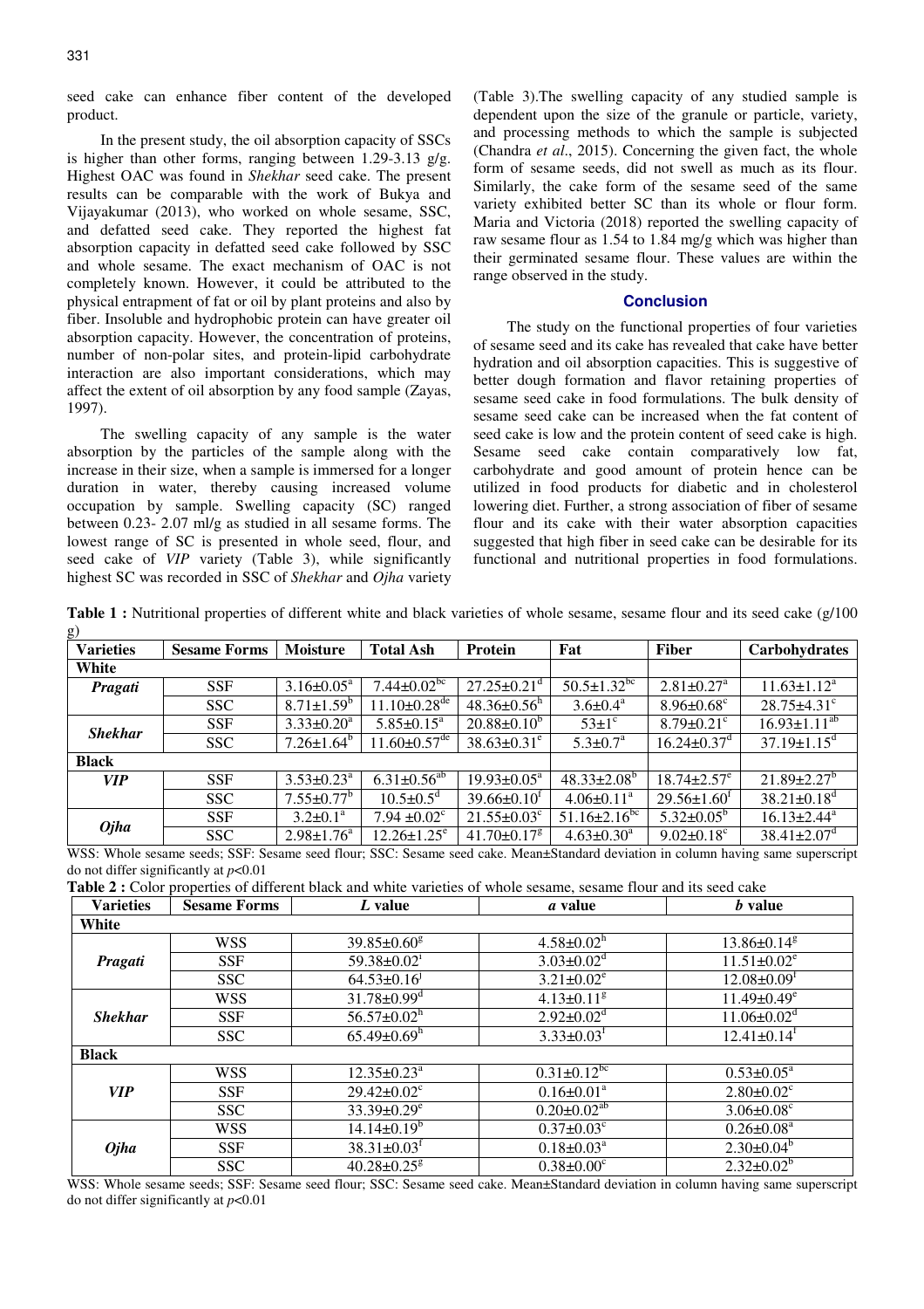seed cake can enhance fiber content of the developed product.

In the present study, the oil absorption capacity of SSCs is higher than other forms, ranging between 1.29-3.13 g/g. Highest OAC was found in *Shekhar* seed cake. The present results can be comparable with the work of Bukya and Vijayakumar (2013), who worked on whole sesame, SSC, and defatted seed cake. They reported the highest fat absorption capacity in defatted seed cake followed by SSC and whole sesame. The exact mechanism of OAC is not completely known. However, it could be attributed to the physical entrapment of fat or oil by plant proteins and also by fiber. Insoluble and hydrophobic protein can have greater oil absorption capacity. However, the concentration of proteins, number of non-polar sites, and protein-lipid carbohydrate interaction are also important considerations, which may affect the extent of oil absorption by any food sample (Zayas, 1997).

The swelling capacity of any sample is the water absorption by the particles of the sample along with the increase in their size, when a sample is immersed for a longer duration in water, thereby causing increased volume occupation by sample. Swelling capacity (SC) ranged between 0.23- 2.07 ml/g as studied in all sesame forms. The lowest range of SC is presented in whole seed, flour, and seed cake of *VIP* variety (Table 3), while significantly highest SC was recorded in SSC of *Shekhar* and *Ojha* variety (Table 3).The swelling capacity of any studied sample is dependent upon the size of the granule or particle, variety, and processing methods to which the sample is subjected (Chandra *et al*., 2015). Concerning the given fact, the whole form of sesame seeds, did not swell as much as its flour. Similarly, the cake form of the sesame seed of the same variety exhibited better SC than its whole or flour form. Maria and Victoria (2018) reported the swelling capacity of raw sesame flour as 1.54 to 1.84 mg/g which was higher than their germinated sesame flour. These values are within the range observed in the study.

## Conclusion

The study on the functional properties of four varieties of sesame seed and its cake has revealed that cake have better hydration and oil absorption capacities. This is suggestive of better dough formation and flavor retaining properties of sesame seed cake in food formulations. The bulk density of sesame seed cake can be increased when the fat content of seed cake is low and the protein content of seed cake is high. Sesame seed cake contain comparatively low fat, carbohydrate and good amount of protein hence can be utilized in food products for diabetic and in cholesterol lowering diet. Further, a strong association of fiber of sesame flour and its cake with their water absorption capacities suggested that high fiber in seed cake can be desirable for its functional and nutritional properties in food formulations.

**Table 1 :** Nutritional properties of different white and black varieties of whole sesame, sesame flour and its seed cake (g/100 g)

| Varieties | Sesame Forms | Moisture | Total Ash | Protein | Fat | Fiber | Carbohydrates |
|---|---|---|---|---|---|---|---|
| **White** | | | | | | | |
| ***Pragati*** | SSF | 3.16±0.05$^{a}$ | 7.44±0.02$^{bc}$ | 27.25±0.21$^{d}$ | 50.5±1.32$^{bc}$ | 2.81±0.27$^{a}$ | 11.63±1.12$^{a}$ |
| | SSC | 8.71±1.59$^{b}$ | 11.10±0.28$^{de}$ | 48.36±0.56$^{h}$ | 3.6±0.4$^{a}$ | 8.96±0.68$^{c}$ | 28.75±4.31$^{c}$ |
| ***Shekhar*** | SSF | 3.33±0.20$^{a}$ | 5.85±0.15$^{a}$ | 20.88±0.10$^{b}$ | 53±1$^{c}$ | 8.79±0.21$^{c}$ | 16.93±1.11$^{ab}$ |
| | SSC | 7.26±1.64$^{b}$ | 11.60±0.57$^{de}$ | 38.63±0.31$^{e}$ | 5.3±0.7$^{a}$ | 16.24±0.37$^{d}$ | 37.19±1.15$^{d}$ |
| **Black** | | | | | | | |
| ***VIP*** | SSF | 3.53±0.23$^{a}$ | 6.31±0.56$^{ab}$ | 19.93±0.05$^{a}$ | 48.33±2.08$^{b}$ | 18.74±2.57$^{e}$ | 21.89±2.27$^{b}$ |
| | SSC | 7.55±0.77$^{b}$ | 10.5±0.5$^{d}$ | 39.66±0.10$^{f}$ | 4.06±0.11$^{a}$ | 29.56±1.60$^{f}$ | 38.21±0.18$^{d}$ |
| ***Ojha*** | SSF | 3.2±0.1$^{a}$ | 7.94 ±0.02$^{c}$ | 21.55±0.03$^{c}$ | 51.16±2.16$^{bc}$ | 5.32±0.05$^{b}$ | 16.13±2.44$^{a}$ |
| | SSC | 2.98±1.76$^{a}$ | 12.26±1.25$^{e}$ | 41.70±0.17$^{g}$ | 4.63±0.30$^{a}$ | 9.02±0.18$^{c}$ | 38.41±2.07$^{d}$ |

WSS: Whole sesame seeds; SSF: Sesame seed flour; SSC: Sesame seed cake. Mean±Standard deviation in column having same superscript do not differ significantly at $p$<0.01

**Table 2 :** Color properties of different black and white varieties of whole sesame, sesame flour and its seed cake

| Varieties | Sesame Forms | *L* value | *a* value | *b* value |
|---|---|---|---|---|
| **White** | | | | |
| ***Pragati*** | WSS | 39.85±0.60$^{g}$ | 4.58±0.02$^{h}$ | 13.86±0.14$^{g}$ |
| | SSF | 59.38±0.02$^{i}$ | 3.03±0.02$^{d}$ | 11.51±0.02$^{e}$ |
| | SSC | 64.53±0.16$^{j}$ | 3.21±0.02$^{e}$ | 12.08±0.09$^{f}$ |
| ***Shekhar*** | WSS | 31.78±0.99$^{d}$ | 4.13±0.11$^{g}$ | 11.49±0.49$^{e}$ |
| | SSF | 56.57±0.02$^{h}$ | 2.92±0.02$^{d}$ | 11.06±0.02$^{d}$ |
| | SSC | 65.49±0.69$^{h}$ | 3.33±0.03$^{f}$ | 12.41±0.14$^{f}$ |
| **Black** | | | | |
| ***VIP*** | WSS | 12.35±0.23$^{a}$ | 0.31±0.12$^{bc}$ | 0.53±0.05$^{a}$ |
| | SSF | 29.42±0.02$^{c}$ | 0.16±0.01$^{a}$ | 2.80±0.02$^{c}$ |
| | SSC | 33.39±0.29$^{e}$ | 0.20±0.02$^{ab}$ | 3.06±0.08$^{c}$ |
| ***Ojha*** | WSS | 14.14±0.19$^{b}$ | 0.37±0.03$^{c}$ | 0.26±0.08$^{a}$ |
| | SSF | 38.31±0.03$^{f}$ | 0.18±0.03$^{a}$ | 2.30±0.04$^{b}$ |
| | SSC | 40.28±0.25$^{g}$ | 0.38±0.00$^{c}$ | 2.32±0.02$^{b}$ |

WSS: Whole sesame seeds; SSF: Sesame seed flour; SSC: Sesame seed cake. Mean±Standard deviation in column having same superscript do not differ significantly at $p$<0.01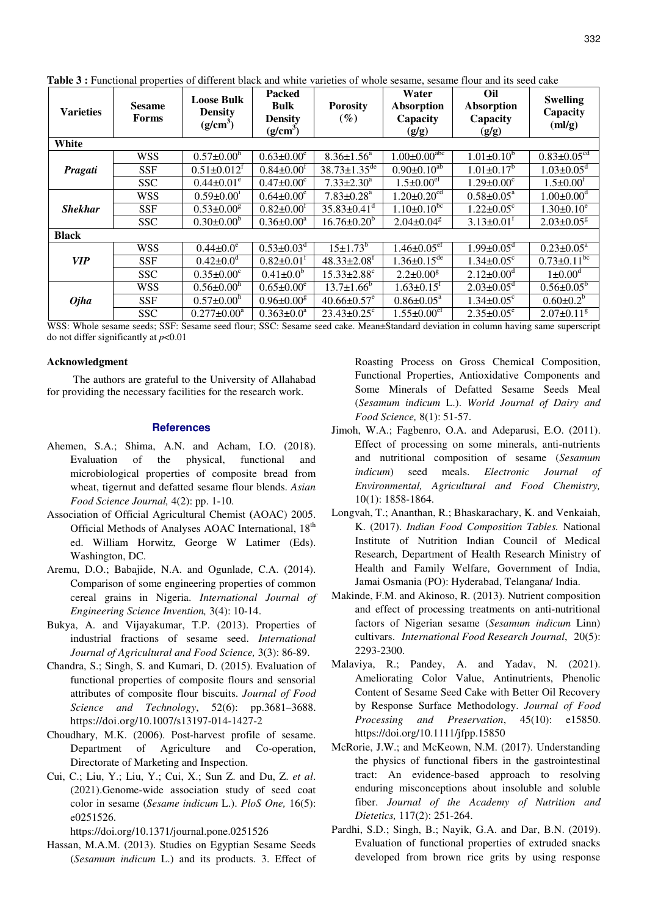**Table 3 :** Functional properties of different black and white varieties of whole sesame, sesame flour and its seed cake

| Varieties | Sesame Forms | Loose Bulk Density (g/cm$^3$) | Packed Bulk Density (g/cm$^3$) | Porosity (%) | Water Absorption Capacity (g/g) | Oil Absorption Capacity (g/g) | Swelling Capacity (ml/g) |
|---|---|---|---|---|---|---|---|
| **White** | | | | | | | |
| ***Pragati*** | WSS | $0.57\pm0.00^{h}$ | $0.63\pm0.00^{e}$ | $8.36\pm1.56^{a}$ | $1.00\pm0.00^{abc}$ | $1.01\pm0.10^{b}$ | $0.83\pm0.05^{cd}$ |
| | SSF | $0.51\pm0.012^{f}$ | $0.84\pm0.00^{f}$ | $38.73\pm1.35^{de}$ | $0.90\pm0.10^{ab}$ | $1.01\pm0.17^{b}$ | $1.03\pm0.05^{d}$ |
| | SSC | $0.44\pm0.01^{e}$ | $0.47\pm0.00^{c}$ | $7.33\pm2.30^{a}$ | $1.5\pm0.00^{ef}$ | $1.29\pm0.00^{c}$ | $1.5\pm0.00^{f}$ |
| ***Shekhar*** | WSS | $0.59\pm0.00^{i}$ | $0.64\pm0.00^{e}$ | $7.83\pm0.28^{a}$ | $1.20\pm0.20^{cd}$ | $0.58\pm0.05^{a}$ | $1.00\pm0.00^{d}$ |
| | SSF | $0.53\pm0.00^{g}$ | $0.82\pm0.00^{f}$ | $35.83\pm0.41^{d}$ | $1.10\pm0.10^{bc}$ | $1.22\pm0.05^{c}$ | $1.30\pm0.10^{e}$ |
| | SSC | $0.30\pm0.00^{b}$ | $0.36\pm0.00^{a}$ | $16.76\pm0.20^{b}$ | $2.04\pm0.04^{g}$ | $3.13\pm0.01^{f}$ | $2.03\pm0.05^{g}$ |
| **Black** | | | | | | | |
| ***VIP*** | WSS | $0.44\pm0.0^{e}$ | $0.53\pm0.03^{d}$ | $15\pm1.73^{b}$ | $1.46\pm0.05^{ef}$ | $1.99\pm0.05^{d}$ | $0.23\pm0.05^{a}$ |
| | SSF | $0.42\pm0.0^{d}$ | $0.82\pm0.01^{f}$ | $48.33\pm2.08^{f}$ | $1.36\pm0.15^{de}$ | $1.34\pm0.05^{c}$ | $0.73\pm0.11^{bc}$ |
| | SSC | $0.35\pm0.00^{c}$ | $0.41\pm0.0^{b}$ | $15.33\pm2.88^{c}$ | $2.2\pm0.00^{g}$ | $2.12\pm0.00^{d}$ | $1\pm0.00^{d}$ |
| ***Ojha*** | WSS | $0.56\pm0.00^{h}$ | $0.65\pm0.00^{e}$ | $13.7\pm1.66^{b}$ | $1.63\pm0.15^{f}$ | $2.03\pm0.05^{d}$ | $0.56\pm0.05^{b}$ |
| | SSF | $0.57\pm0.00^{h}$ | $0.96\pm0.00^{g}$ | $40.66\pm0.57^{e}$ | $0.86\pm0.05^{a}$ | $1.34\pm0.05^{c}$ | $0.60\pm0.2^{b}$ |
| | SSC | $0.277\pm0.00^{a}$ | $0.363\pm0.0^{a}$ | $23.43\pm0.25^{c}$ | $1.55\pm0.00^{ef}$ | $2.35\pm0.05^{e}$ | $2.07\pm0.11^{g}$ |

WSS: Whole sesame seeds; SSF: Sesame seed flour; SSC: Sesame seed cake. Mean±Standard deviation in column having same superscript do not differ significantly at $p$<0.01

#### Acknowledgment

The authors are grateful to the University of Allahabad for providing the necessary facilities for the research work.

## References

- Ahemen, S.A.; Shima, A.N. and Acham, I.O. (2018). Evaluation of the physical, functional and microbiological properties of composite bread from wheat, tigernut and defatted sesame flour blends. *Asian Food Science Journal,* 4(2): pp. 1-10.
- Association of Official Agricultural Chemist (AOAC) 2005. Official Methods of Analyses AOAC International, 18th ed. William Horwitz, George W Latimer (Eds). Washington, DC.
- Aremu, D.O.; Babajide, N.A. and Ogunlade, C.A. (2014). Comparison of some engineering properties of common cereal grains in Nigeria. *International Journal of Engineering Science Invention,* 3(4): 10-14.
- Bukya, A. and Vijayakumar, T.P. (2013). Properties of industrial fractions of sesame seed. *International Journal of Agricultural and Food Science,* 3(3): 86-89.
- Chandra, S.; Singh, S. and Kumari, D. (2015). Evaluation of functional properties of composite flours and sensorial attributes of composite flour biscuits. *Journal of Food Science and Technology*, 52(6): pp.3681–3688. https://doi.org/10.1007/s13197-014-1427-2
- Choudhary, M.K. (2006). Post-harvest profile of sesame. Department of Agriculture and Co-operation, Directorate of Marketing and Inspection.
- Cui, C.; Liu, Y.; Liu, Y.; Cui, X.; Sun Z. and Du, Z. *et al*. (2021).Genome-wide association study of seed coat color in sesame (*Sesame indicum* L.). *PloS One,* 16(5): e0251526. https://doi.org/10.1371/journal.pone.0251526
- Hassan, M.A.M. (2013). Studies on Egyptian Sesame Seeds (*Sesamum indicum* L.) and its products. 3. Effect of Roasting Process on Gross Chemical Composition, Functional Properties, Antioxidative Components and Some Minerals of Defatted Sesame Seeds Meal (*Sesamum indicum* L.). *World Journal of Dairy and Food Science,* 8(1): 51-57.
- Jimoh, W.A.; Fagbenro, O.A. and Adeparusi, E.O. (2011). Effect of processing on some minerals, anti-nutrients and nutritional composition of sesame (*Sesamum indicum*) seed meals. *Electronic Journal of Environmental, Agricultural and Food Chemistry,* 10(1): 1858-1864.
- Longvah, T.; Ananthan, R.; Bhaskarachary, K. and Venkaiah, K. (2017). *Indian Food Composition Tables.* National Institute of Nutrition Indian Council of Medical Research, Department of Health Research Ministry of Health and Family Welfare, Government of India, Jamai Osmania (PO): Hyderabad, Telangana/ India.
- Makinde, F.M. and Akinoso, R. (2013). Nutrient composition and effect of processing treatments on anti-nutritional factors of Nigerian sesame (*Sesamum indicum* Linn) cultivars. *International Food Research Journal*, 20(5): 2293-2300.
- Malaviya, R.; Pandey, A. and Yadav, N. (2021). Ameliorating Color Value, Antinutrients, Phenolic Content of Sesame Seed Cake with Better Oil Recovery by Response Surface Methodology. *Journal of Food Processing and Preservation*, 45(10): e15850. https://doi.org/10.1111/jfpp.15850
- McRorie, J.W.; and McKeown, N.M. (2017). Understanding the physics of functional fibers in the gastrointestinal tract: An evidence-based approach to resolving enduring misconceptions about insoluble and soluble fiber. *Journal of the Academy of Nutrition and Dietetics,* 117(2): 251-264.
- Pardhi, S.D.; Singh, B.; Nayik, G.A. and Dar, B.N. (2019). Evaluation of functional properties of extruded snacks developed from brown rice grits by using response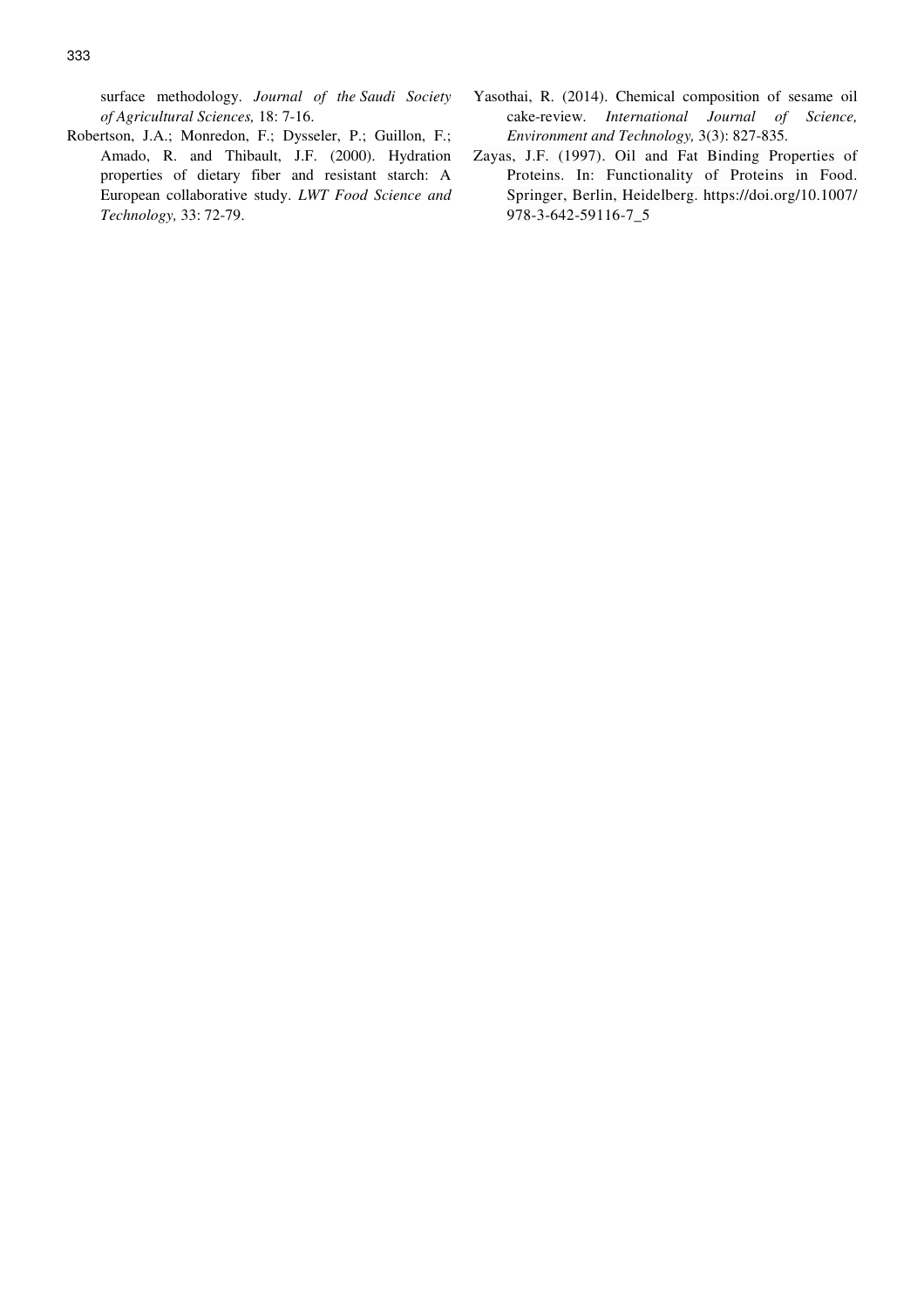surface methodology. *Journal of the Saudi Society of Agricultural Sciences,* 18: 7-16.

Robertson, J.A.; Monredon, F.; Dysseler, P.; Guillon, F.; Amado, R. and Thibault, J.F. (2000). Hydration properties of dietary fiber and resistant starch: A European collaborative study. *LWT Food Science and Technology,* 33: 72-79.

Yasothai, R. (2014). Chemical composition of sesame oil cake-review. *International Journal of Science, Environment and Technology,* 3(3): 827-835.

Zayas, J.F. (1997). Oil and Fat Binding Properties of Proteins. In: Functionality of Proteins in Food. Springer, Berlin, Heidelberg. https://doi.org/10.1007/978-3-642-59116-7_5